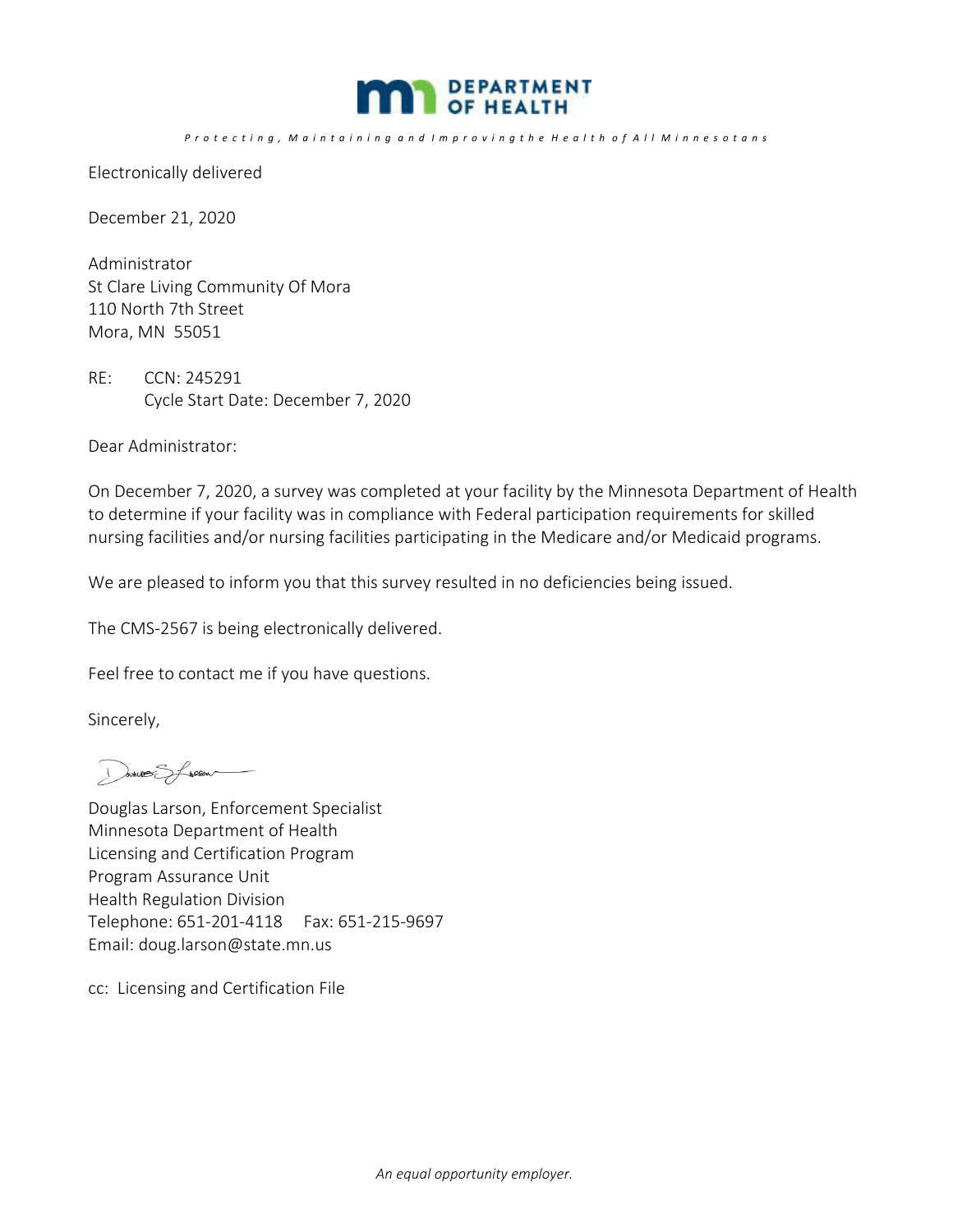DEPARTMENT OF HEALTH

*Protecting, Maintaining and Improving the Health of All Minnesotans*

Electronically delivered

December 21, 2020

Administrator
St Clare Living Community Of Mora
110 North 7th Street
Mora, MN 55051

RE: CCN: 245291
Cycle Start Date: December 7, 2020

Dear Administrator:

On December 7, 2020, a survey was completed at your facility by the Minnesota Department of Health to determine if your facility was in compliance with Federal participation requirements for skilled nursing facilities and/or nursing facilities participating in the Medicare and/or Medicaid programs.

We are pleased to inform you that this survey resulted in no deficiencies being issued.

The CMS-2567 is being electronically delivered.

Feel free to contact me if you have questions.

Sincerely,

Douglas Larson, Enforcement Specialist
Minnesota Department of Health
Licensing and Certification Program
Program Assurance Unit
Health Regulation Division
Telephone: 651-201-4118 Fax: 651-215-9697
Email: doug.larson@state.mn.us

cc: Licensing and Certification File

*An equal opportunity employer.*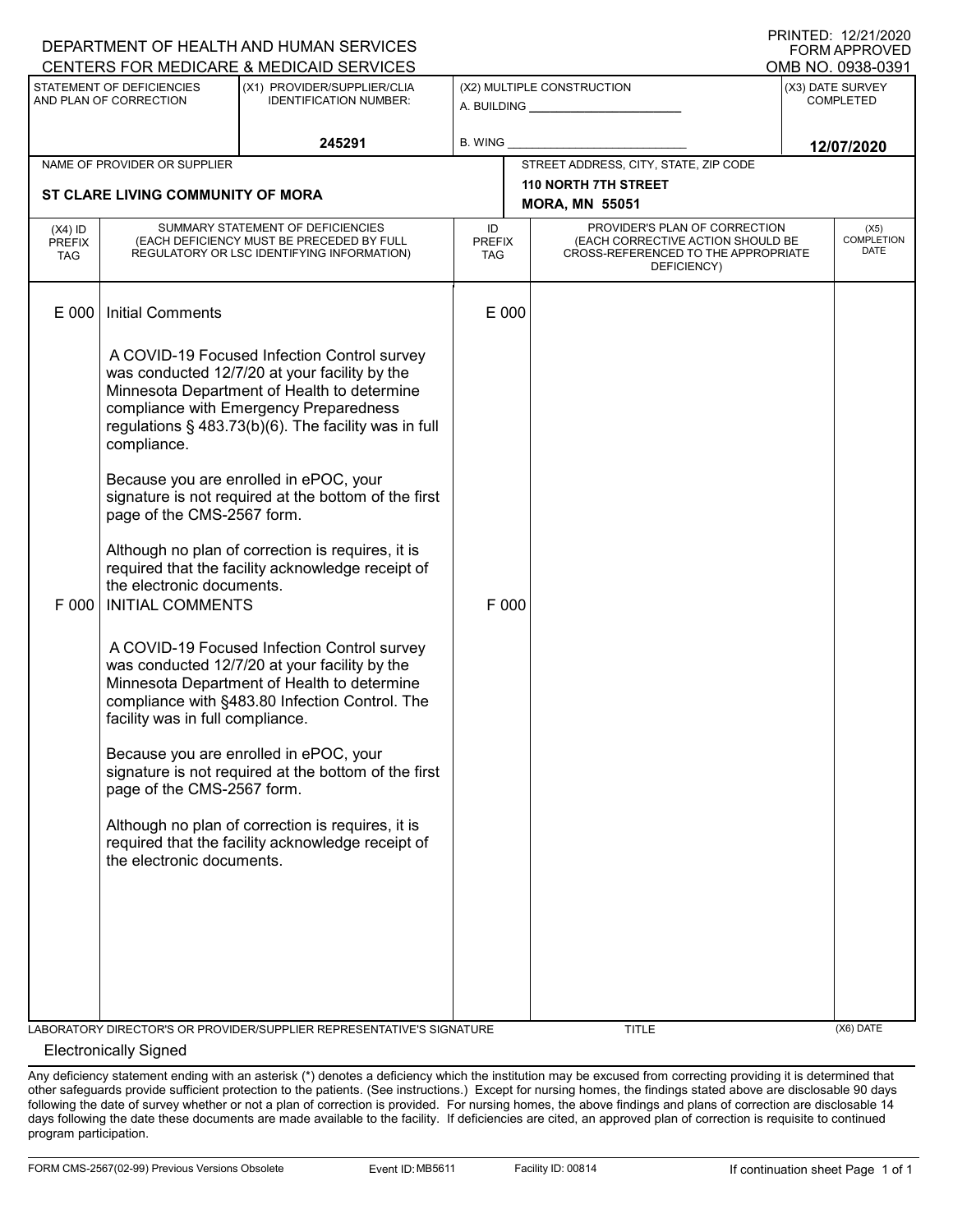DEPARTMENT OF HEALTH AND HUMAN SERVICES
CENTERS FOR MEDICARE & MEDICAID SERVICES

PRINTED: 12/21/2020
FORM APPROVED
OMB NO. 0938-0391

| STATEMENT OF DEFICIENCIES AND PLAN OF CORRECTION | (X1) PROVIDER/SUPPLIER/CLIA IDENTIFICATION NUMBER: | (X2) MULTIPLE CONSTRUCTION | (X3) DATE SURVEY COMPLETED |
|---|---|---|---|
| | 245291 | A. BUILDING _____ B. WING _____ | 12/07/2020 |

| NAME OF PROVIDER OR SUPPLIER | STREET ADDRESS, CITY, STATE, ZIP CODE |
|---|---|
| ST CLARE LIVING COMMUNITY OF MORA | 110 NORTH 7TH STREET MORA, MN 55051 |

| (X4) ID PREFIX TAG | SUMMARY STATEMENT OF DEFICIENCIES (EACH DEFICIENCY MUST BE PRECEDED BY FULL REGULATORY OR LSC IDENTIFYING INFORMATION) | ID PREFIX TAG | PROVIDER'S PLAN OF CORRECTION (EACH CORRECTIVE ACTION SHOULD BE CROSS-REFERENCED TO THE APPROPRIATE DEFICIENCY) | (X5) COMPLETION DATE |
|---|---|---|---|---|
| E 000 | Initial Comments<br><br>A COVID-19 Focused Infection Control survey was conducted 12/7/20 at your facility by the Minnesota Department of Health to determine compliance with Emergency Preparedness regulations § 483.73(b)(6). The facility was in full compliance.<br><br>Because you are enrolled in ePOC, your signature is not required at the bottom of the first page of the CMS-2567 form.<br><br>Although no plan of correction is requires, it is required that the facility acknowledge receipt of the electronic documents. | E 000 | | |
| F 000 | INITIAL COMMENTS<br><br>A COVID-19 Focused Infection Control survey was conducted 12/7/20 at your facility by the Minnesota Department of Health to determine compliance with §483.80 Infection Control. The facility was in full compliance.<br><br>Because you are enrolled in ePOC, your signature is not required at the bottom of the first page of the CMS-2567 form.<br><br>Although no plan of correction is requires, it is required that the facility acknowledge receipt of the electronic documents. | F 000 | | |

LABORATORY DIRECTOR'S OR PROVIDER/SUPPLIER REPRESENTATIVE'S SIGNATURE — TITLE — (X6) DATE

Electronically Signed

Any deficiency statement ending with an asterisk (*) denotes a deficiency which the institution may be excused from correcting providing it is determined that other safeguards provide sufficient protection to the patients. (See instructions.) Except for nursing homes, the findings stated above are disclosable 90 days following the date of survey whether or not a plan of correction is provided. For nursing homes, the above findings and plans of correction are disclosable 14 days following the date these documents are made available to the facility. If deficiencies are cited, an approved plan of correction is requisite to continued program participation.

FORM CMS-2567(02-99) Previous Versions Obsolete    Event ID: MB5611    Facility ID: 00814    If continuation sheet Page 1 of 1